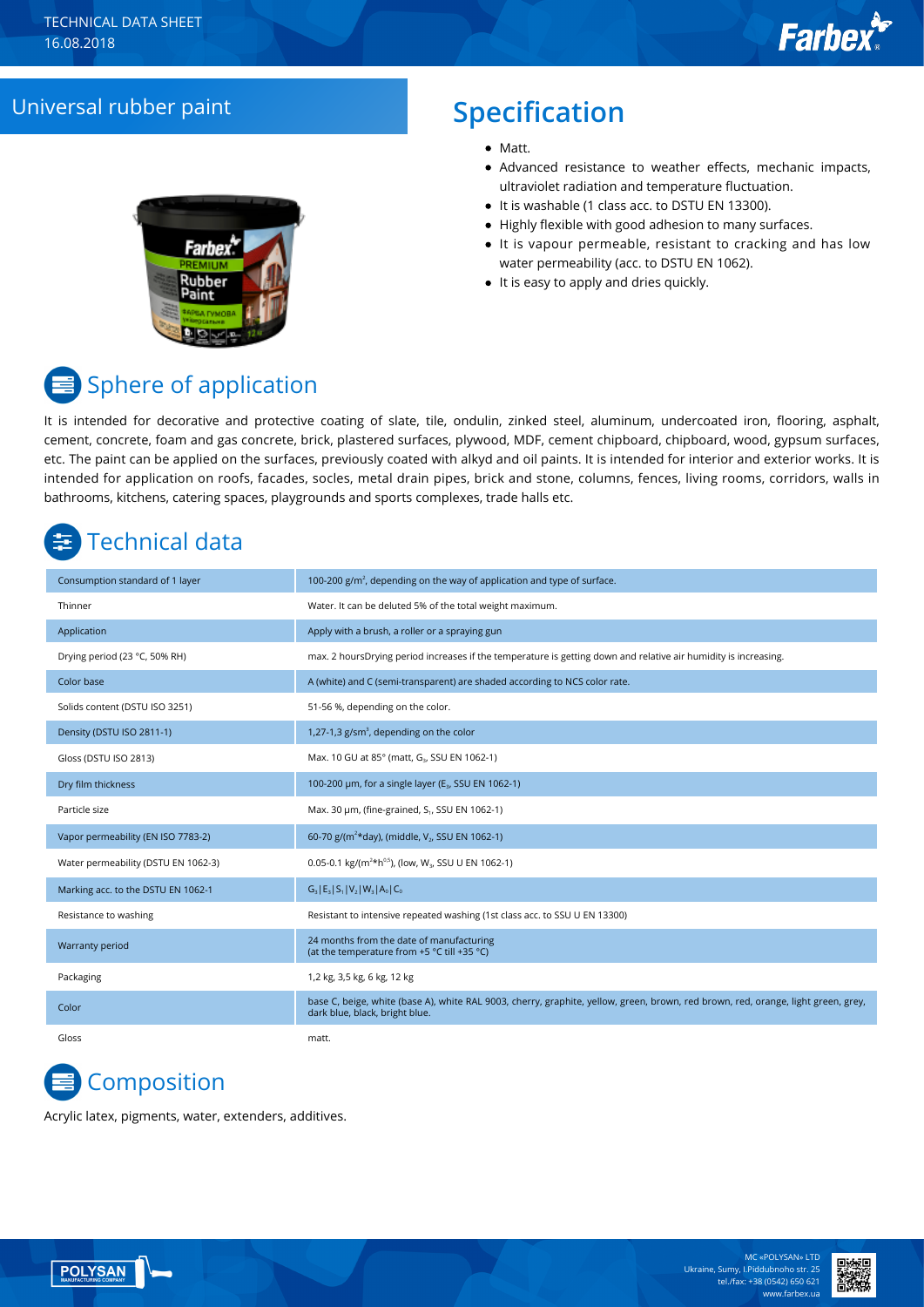TECHNICAL DATA SHEET
16.08.2018

# Universal rubber paint

## Specification

- Matt.
- Advanced resistance to weather effects, mechanic impacts, ultraviolet radiation and temperature fluctuation.
- It is washable (1 class acc. to DSTU EN 13300).
- Highly flexible with good adhesion to many surfaces.
- It is vapour permeable, resistant to cracking and has low water permeability (acc. to DSTU EN 1062).
- It is easy to apply and dries quickly.

## Sphere of application

It is intended for decorative and protective coating of slate, tile, ondulin, zinked steel, aluminum, undercoated iron, flooring, asphalt, cement, concrete, foam and gas concrete, brick, plastered surfaces, plywood, MDF, cement chipboard, chipboard, wood, gypsum surfaces, etc. The paint can be applied on the surfaces, previously coated with alkyd and oil paints. It is intended for interior and exterior works. It is intended for application on roofs, facades, socles, metal drain pipes, brick and stone, columns, fences, living rooms, corridors, walls in bathrooms, kitchens, catering spaces, playgrounds and sports complexes, trade halls etc.

## Technical data

| | |
|---|---|
| Consumption standard of 1 layer | 100-200 g/m$^2$, depending on the way of application and type of surface. |
| Thinner | Water. It can be deluted 5% of the total weight maximum. |
| Application | Apply with a brush, a roller or a spraying gun |
| Drying period (23 °C, 50% RH) | max. 2 hoursDrying period increases if the temperature is getting down and relative air humidity is increasing. |
| Color base | A (white) and C (semi-transparent) are shaded according to NCS color rate. |
| Solids content (DSTU ISO 3251) | 51-56 %, depending on the color. |
| Density (DSTU ISO 2811-1) | 1,27-1,3 g/sm$^3$, depending on the color |
| Gloss (DSTU ISO 2813) | Max. 10 GU at 85° (matt, $G_3$, SSU EN 1062-1) |
| Dry film thickness | 100-200 µm, for a single layer ($E_3$, SSU EN 1062-1) |
| Particle size | Max. 30 µm, (fine-grained, $S_1$, SSU EN 1062-1) |
| Vapor permeability (EN ISO 7783-2) | 60-70 g/(m$^2$*day), (middle, $V_2$, SSU EN 1062-1) |
| Water permeability (DSTU EN 1062-3) | 0.05-0.1 kg/(m$^2$*h$^{0.5}$), (low, $W_3$, SSU U EN 1062-1) |
| Marking acc. to the DSTU EN 1062-1 | $G_3$\|$E_3$\|$S_1$\|$V_2$\|$W_3$\|$A_0$\|$C_0$ |
| Resistance to washing | Resistant to intensive repeated washing (1st class acc. to SSU U EN 13300) |
| Warranty period | 24 months from the date of manufacturing (at the temperature from +5 °C till +35 °C) |
| Packaging | 1,2 kg, 3,5 kg, 6 kg, 12 kg |
| Color | base C, beige, white (base A), white RAL 9003, cherry, graphite, yellow, green, brown, red brown, red, orange, light green, grey, dark blue, black, bright blue. |
| Gloss | matt. |

## Composition

Acrylic latex, pigments, water, extenders, additives.

MC «POLYSAN» LTD
Ukraine, Sumy, I.Piddubnoho str. 25
tel./fax: +38 (0542) 650 621
www.farbex.ua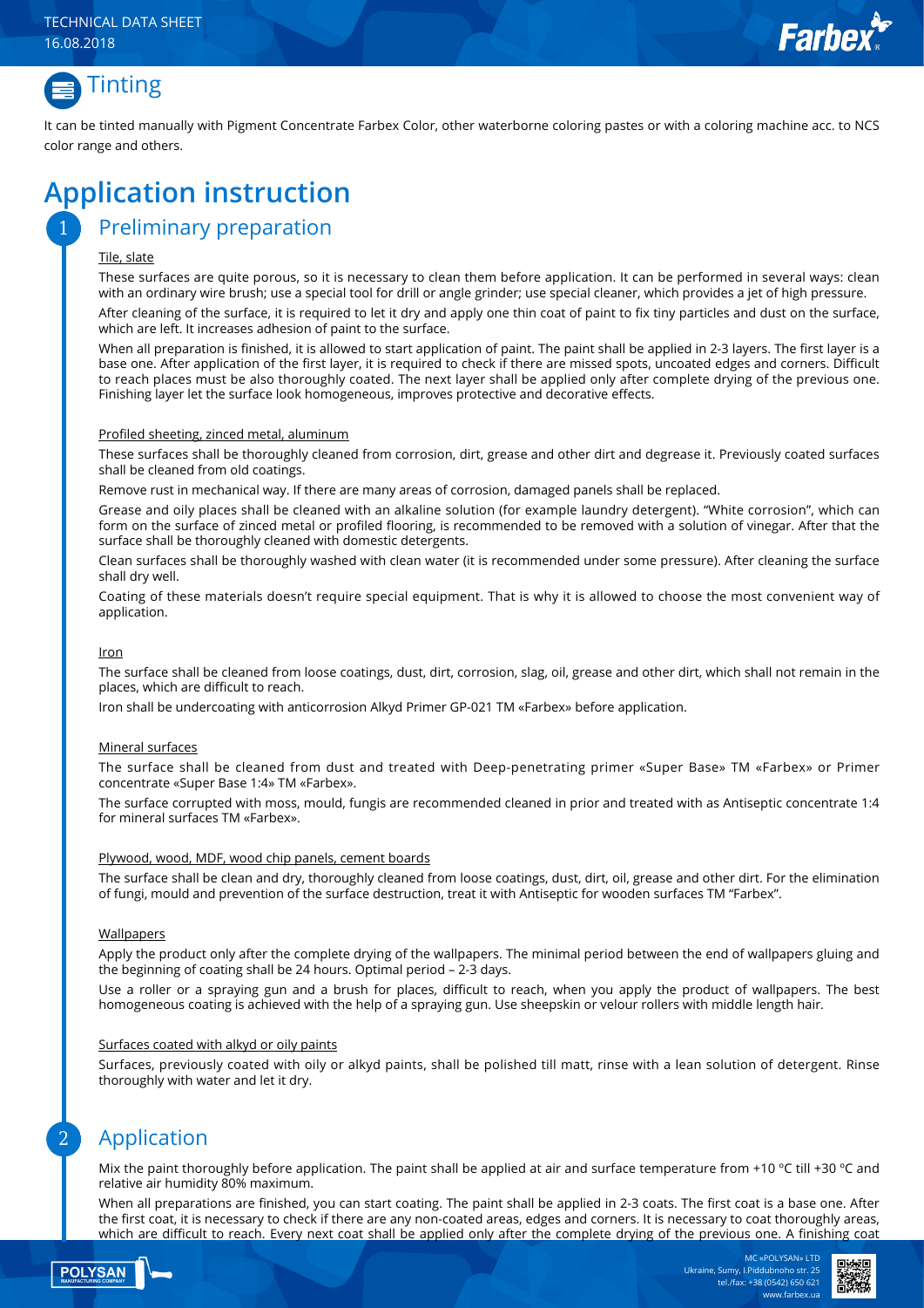## Tinting

It can be tinted manually with Pigment Concentrate Farbex Color, other waterborne coloring pastes or with a coloring machine acc. to NCS color range and others.

# Application instruction

## 1 Preliminary preparation

Tile, slate

These surfaces are quite porous, so it is necessary to clean them before application. It can be performed in several ways: clean with an ordinary wire brush; use a special tool for drill or angle grinder; use special cleaner, which provides a jet of high pressure.

After cleaning of the surface, it is required to let it dry and apply one thin coat of paint to fix tiny particles and dust on the surface, which are left. It increases adhesion of paint to the surface.

When all preparation is finished, it is allowed to start application of paint. The paint shall be applied in 2-3 layers. The first layer is a base one. After application of the first layer, it is required to check if there are missed spots, uncoated edges and corners. Difficult to reach places must be also thoroughly coated. The next layer shall be applied only after complete drying of the previous one. Finishing layer let the surface look homogeneous, improves protective and decorative effects.

Profiled sheeting, zinced metal, aluminum

These surfaces shall be thoroughly cleaned from corrosion, dirt, grease and other dirt and degrease it. Previously coated surfaces shall be cleaned from old coatings.

Remove rust in mechanical way. If there are many areas of corrosion, damaged panels shall be replaced.

Grease and oily places shall be cleaned with an alkaline solution (for example laundry detergent). "White corrosion", which can form on the surface of zinced metal or profiled flooring, is recommended to be removed with a solution of vinegar. After that the surface shall be thoroughly cleaned with domestic detergents.

Clean surfaces shall be thoroughly washed with clean water (it is recommended under some pressure). After cleaning the surface shall dry well.

Coating of these materials doesn't require special equipment. That is why it is allowed to choose the most convenient way of application.

Iron

The surface shall be cleaned from loose coatings, dust, dirt, corrosion, slag, oil, grease and other dirt, which shall not remain in the places, which are difficult to reach.

Iron shall be undercoating with anticorrosion Alkyd Primer GP-021 TM «Farbex» before application.

Mineral surfaces

The surface shall be cleaned from dust and treated with Deep-penetrating primer «Super Base» TM «Farbex» or Primer concentrate «Super Base 1:4» TM «Farbex».

The surface corrupted with moss, mould, fungis are recommended cleaned in prior and treated with as Antiseptic concentrate 1:4 for mineral surfaces TM «Farbex».

Plywood, wood, MDF, wood chip panels, cement boards

The surface shall be clean and dry, thoroughly cleaned from loose coatings, dust, dirt, oil, grease and other dirt. For the elimination of fungi, mould and prevention of the surface destruction, treat it with Antiseptic for wooden surfaces TM "Farbex".

Wallpapers

Apply the product only after the complete drying of the wallpapers. The minimal period between the end of wallpapers gluing and the beginning of coating shall be 24 hours. Optimal period – 2-3 days.

Use a roller or a spraying gun and a brush for places, difficult to reach, when you apply the product of wallpapers. The best homogeneous coating is achieved with the help of a spraying gun. Use sheepskin or velour rollers with middle length hair.

Surfaces coated with alkyd or oily paints

Surfaces, previously coated with oily or alkyd paints, shall be polished till matt, rinse with a lean solution of detergent. Rinse thoroughly with water and let it dry.

## 2 Application

Mix the paint thoroughly before application. The paint shall be applied at air and surface temperature from +10 ºC till +30 ºC and relative air humidity 80% maximum.

When all preparations are finished, you can start coating. The paint shall be applied in 2-3 coats. The first coat is a base one. After the first coat, it is necessary to check if there are any non-coated areas, edges and corners. It is necessary to coat thoroughly areas, which are difficult to reach. Every next coat shall be applied only after the complete drying of the previous one. A finishing coat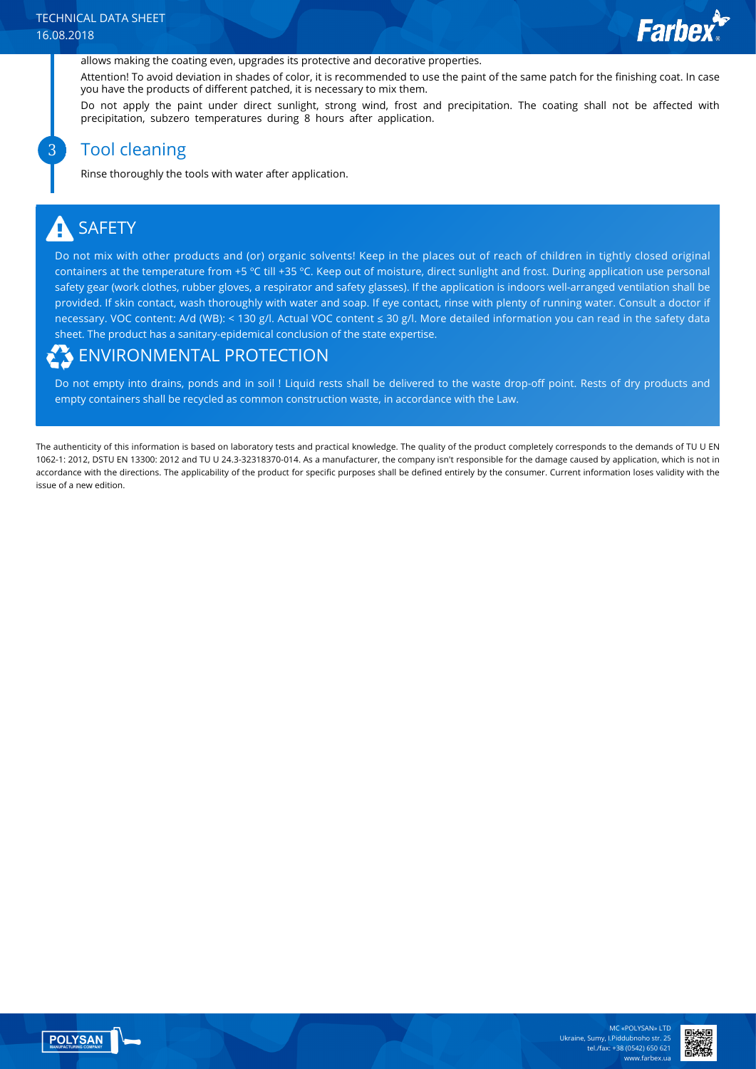allows making the coating even, upgrades its protective and decorative properties.

Attention! To avoid deviation in shades of color, it is recommended to use the paint of the same patch for the finishing coat. In case you have the products of different patched, it is necessary to mix them.

Do not apply the paint under direct sunlight, strong wind, frost and precipitation. The coating shall not be affected with precipitation, subzero temperatures during 8 hours after application.

## 3 Tool cleaning

Rinse thoroughly the tools with water after application.

## SAFETY

Do not mix with other products and (or) organic solvents! Keep in the places out of reach of children in tightly closed original containers at the temperature from +5 °C till +35 °C. Keep out of moisture, direct sunlight and frost. During application use personal safety gear (work clothes, rubber gloves, a respirator and safety glasses). If the application is indoors well-arranged ventilation shall be provided. If skin contact, wash thoroughly with water and soap. If eye contact, rinse with plenty of running water. Consult a doctor if necessary. VOC content: A/d (WB): < 130 g/l. Actual VOC content ≤ 30 g/l. More detailed information you can read in the safety data sheet. The product has a sanitary-epidemical conclusion of the state expertise.

## ENVIRONMENTAL PROTECTION

Do not empty into drains, ponds and in soil ! Liquid rests shall be delivered to the waste drop-off point. Rests of dry products and empty containers shall be recycled as common construction waste, in accordance with the Law.

The authenticity of this information is based on laboratory tests and practical knowledge. The quality of the product completely corresponds to the demands of TU U EN 1062-1: 2012, DSTU EN 13300: 2012 and TU U 24.3-32318370-014. As a manufacturer, the company isn't responsible for the damage caused by application, which is not in accordance with the directions. The applicability of the product for specific purposes shall be defined entirely by the consumer. Current information loses validity with the issue of a new edition.

MC «POLYSAN» LTD
Ukraine, Sumy, I.Piddubnoho str. 25
tel./fax: +38 (0542) 650 621
www.farbex.ua